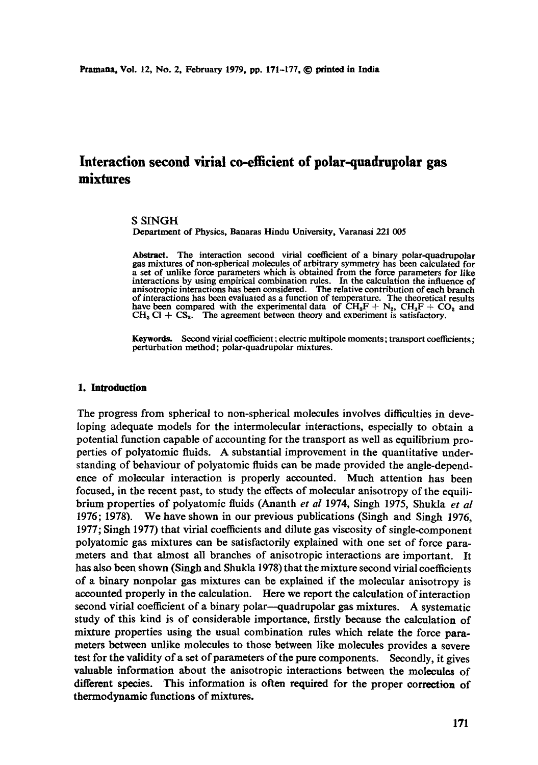# Interaction second virial co-efficient of polar-quadrupolar gas mixtures

S SINGH

Department of Physics, Banaras Hindu University, Varanasi 221 005

**Abstract.** The interaction second virial coefficient of a binary polar-quadrupolar gas mixtures of non-spherical molecules of arbitrary symmetry has been calculated for a set of unlike force parameters which is obtained from the force parameters for like interactions by using empirical combination rules. In the calculation the influence of anisotropic interactions has been considered. The relative contribution of each branch of interactions has been evaluated as a function of temperature. The theoretical results have been compared with the experimental data of $CH_3F + N_2$, $CH_3F + CO_2$ and $CH_3Cl + CS_2$. The agreement between theory and experiment is satisfactory.

**Keywords.** Second virial coefficient; electric multipole moments; transport coefficients; perturbation method; polar-quadrupolar mixtures.

## 1. Introduction

The progress from spherical to non-spherical molecules involves difficulties in developing adequate models for the intermolecular interactions, especially to obtain a potential function capable of accounting for the transport as well as equilibrium properties of polyatomic fluids. A substantial improvement in the quantitative understanding of behaviour of polyatomic fluids can be made provided the angle-dependence of molecular interaction is properly accounted. Much attention has been focused, in the recent past, to study the effects of molecular anisotropy of the equilibrium properties of polyatomic fluids (Ananth *et al* 1974, Singh 1975, Shukla *et al* 1976; 1978). We have shown in our previous publications (Singh and Singh 1976, 1977; Singh 1977) that virial coefficients and dilute gas viscosity of single-component polyatomic gas mixtures can be satisfactorily explained with one set of force parameters and that almost all branches of anisotropic interactions are important. It has also been shown (Singh and Shukla 1978) that the mixture second virial coefficients of a binary nonpolar gas mixtures can be explained if the molecular anisotropy is accounted properly in the calculation. Here we report the calculation of interaction second virial coefficient of a binary polar—quadrupolar gas mixtures. A systematic study of this kind is of considerable importance, firstly because the calculation of mixture properties using the usual combination rules which relate the force parameters between unlike molecules to those between like molecules provides a severe test for the validity of a set of parameters of the pure components. Secondly, it gives valuable information about the anisotropic interactions between the molecules of different species. This information is often required for the proper correction of thermodynamic functions of mixtures.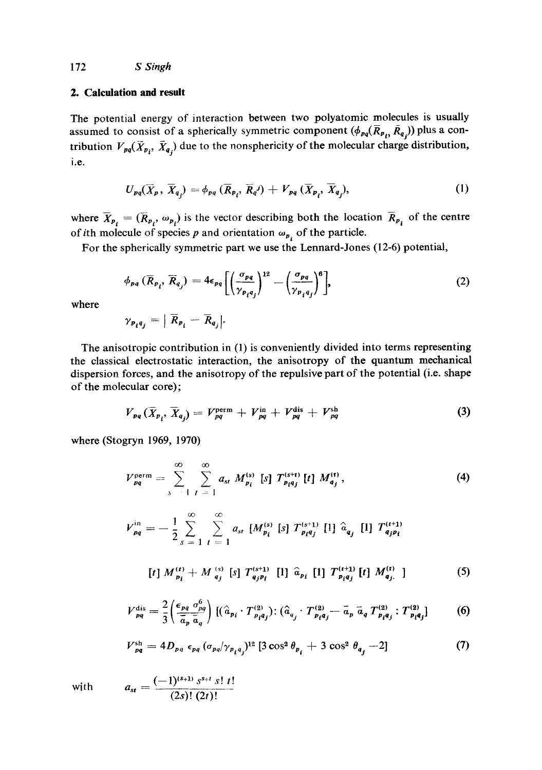## 2. Calculation and result

The potential energy of interaction between two polyatomic molecules is usually assumed to consist of a spherically symmetric component ($\phi_{pq}(\bar{R}_{p_i}, \bar{R}_{q_j})$) plus a contribution $V_{pq}(\bar{X}_{p_i}, \bar{X}_{q_j})$ due to the nonsphericity of the molecular charge distribution, i.e.

$$U_{pq}(\bar{X}_p, \bar{X}_{q_j}) = \phi_{pq}(\bar{R}_{p_i}, \bar{R}_q^j) + V_{pq}(\bar{X}_{p_i}, \bar{X}_{q_j}), \tag{1}$$

where $\bar{X}_{p_i} = (\bar{R}_{p_i}, \omega_{p_i})$ is the vector describing both the location $\bar{R}_{p_i}$ of the centre of $i$th molecule of species $p$ and orientation $\omega_{p_i}$ of the particle.

For the spherically symmetric part we use the Lennard-Jones (12-6) potential,

$$\phi_{pq}(\bar{R}_{p_i}, \bar{R}_{q_j}) = 4\epsilon_{pq}\left[\left(\frac{\sigma_{pq}}{\gamma_{p_i q_j}}\right)^{12} - \left(\frac{\sigma_{pq}}{\gamma_{p_i q_j}}\right)^{6}\right], \tag{2}$$

where

$$\gamma_{p_i q_j} = |\bar{R}_{p_i} - \bar{R}_{q_j}|.$$

The anisotropic contribution in (1) is conveniently divided into terms representing the classical electrostatic interaction, the anisotropy of the quantum mechanical dispersion forces, and the anisotropy of the repulsive part of the potential (i.e. shape of the molecular core);

$$V_{pq}(\bar{X}_{p_i}, \bar{X}_{q_j}) = V_{pq}^{\text{perm}} + V_{pq}^{\text{in}} + V_{pq}^{\text{dis}} + V_{pq}^{\text{sh}} \tag{3}$$

where (Stogryn 1969, 1970)

$$V_{pq}^{\text{perm}} = \sum_{s=1}^{\infty} \sum_{t=1}^{\infty} a_{st}\, M_{p_i}^{(s)}\,[s]\, T_{p_i q_j}^{(s+t)}\,[t]\, M_{q_j}^{(t)}, \tag{4}$$

$$V_{pq}^{\text{in}} = -\frac{1}{2}\sum_{s=1}^{\infty} \sum_{t=1}^{\infty} a_{st}\, [M_{p_i}^{(s)}\,[s]\, T_{p_i q_j}^{(s+1)}\,[1]\, \hat{a}_{q_j}\,[1]\, T_{q_j p_i}^{(t+1)}$$

$$[t]\, M_{p_i}^{(t)} + M_{q_j}^{(s)}\,[s]\, T_{q_j p_i}^{(s+1)}\,[1]\, \hat{a}_{p_i}\,[1]\, T_{p_i q_j}^{(t+1)}\,[t]\, M_{q_j}^{(t)}\,] \tag{5}$$

$$V_{pq}^{\text{dis}} = \frac{2}{3}\left(\frac{\epsilon_{pq}\,\sigma_{pq}^6}{\bar{a}_p\,\bar{a}_q}\right) [(\hat{a}_{p_i}\cdot T_{p_i q_j}^{(2)}) : (\hat{a}_{q_j}\cdot T_{p_i q_j}^{(2)} - \bar{a}_p\,\bar{a}_q\, T_{p_i q_j}^{(2)} : T_{p_i q_j}^{(2)}] \tag{6}$$

$$V_{pq}^{\text{sh}} = 4D_{pq}\,\epsilon_{pq}\,(\sigma_{pq}/\gamma_{p_i q_j})^{12}\,[3\cos^2\theta_{p_i} + 3\cos^2\theta_{q_j} - 2] \tag{7}$$

with $$a_{st} = \frac{(-1)^{(s+1)}\, s^{s+t}\, s!\, t!}{(2s)!\,(2t)!}$$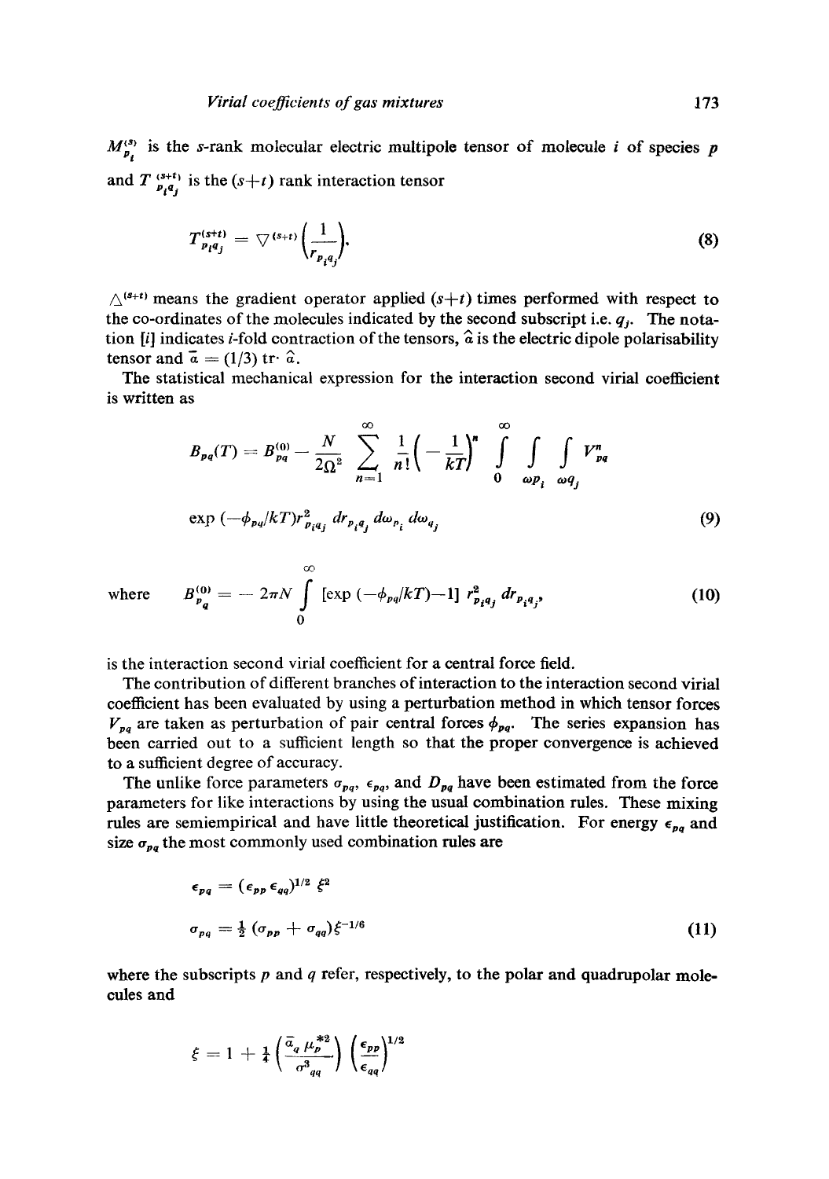$M^{(s)}_{p_i}$ is the $s$-rank molecular electric multipole tensor of molecule $i$ of species $p$ and $T^{(s+t)}_{p_i q_j}$ is the $(s+t)$ rank interaction tensor

$$T^{(s+t)}_{p_i q_j} = \nabla^{(s+t)} \left( \frac{1}{r_{p_i q_j}} \right). \tag{8}$$

$\triangle^{(s+t)}$ means the gradient operator applied $(s+t)$ times performed with respect to the co-ordinates of the molecules indicated by the second subscript i.e. $q_j$. The notation $[i]$ indicates $i$-fold contraction of the tensors, $\hat{a}$ is the electric dipole polarisability tensor and $\bar{a} = (1/3) \text{ tr} \cdot \hat{a}$.

The statistical mechanical expression for the interaction second virial coefficient is written as

$$B_{pq}(T) = B^{(0)}_{pq} - \frac{N}{2\Omega^2} \sum_{n=1}^{\infty} \frac{1}{n!} \left( -\frac{1}{kT} \right)^n \int_0^{\infty} \int_{\omega p_i} \int_{\omega q_j} V^n_{pq}$$

$$\exp(-\phi_{pq}/kT) r^2_{p_i q_j} \, dr_{p_i q_j} \, d\omega_{p_i} \, d\omega_{q_j} \tag{9}$$

where
$$B^{(0)}_{pq} = -2\pi N \int_0^{\infty} [\exp(-\phi_{pq}/kT) - 1] \, r^2_{p_i q_j} \, dr_{p_i q_j}, \tag{10}$$

is the interaction second virial coefficient for a central force field.

The contribution of different branches of interaction to the interaction second virial coefficient has been evaluated by using a perturbation method in which tensor forces $V_{pq}$ are taken as perturbation of pair central forces $\phi_{pq}$. The series expansion has been carried out to a sufficient length so that the proper convergence is achieved to a sufficient degree of accuracy.

The unlike force parameters $\sigma_{pq}$, $\epsilon_{pq}$, and $D_{pq}$ have been estimated from the force parameters for like interactions by using the usual combination rules. These mixing rules are semiempirical and have little theoretical justification. For energy $\epsilon_{pq}$ and size $\sigma_{pq}$ the most commonly used combination rules are

$$\epsilon_{pq} = (\epsilon_{pp} \, \epsilon_{qq})^{1/2} \, \xi^2$$

$$\sigma_{pq} = \tfrac{1}{2} (\sigma_{pp} + \sigma_{qq}) \xi^{-1/6} \tag{11}$$

where the subscripts $p$ and $q$ refer, respectively, to the polar and quadrupolar molecules and

$$\xi = 1 + \tfrac{1}{4} \left( \frac{\bar{a}_q \, \mu_p^{*2}}{\sigma^3_{qq}} \right) \left( \frac{\epsilon_{pp}}{\epsilon_{qq}} \right)^{1/2}$$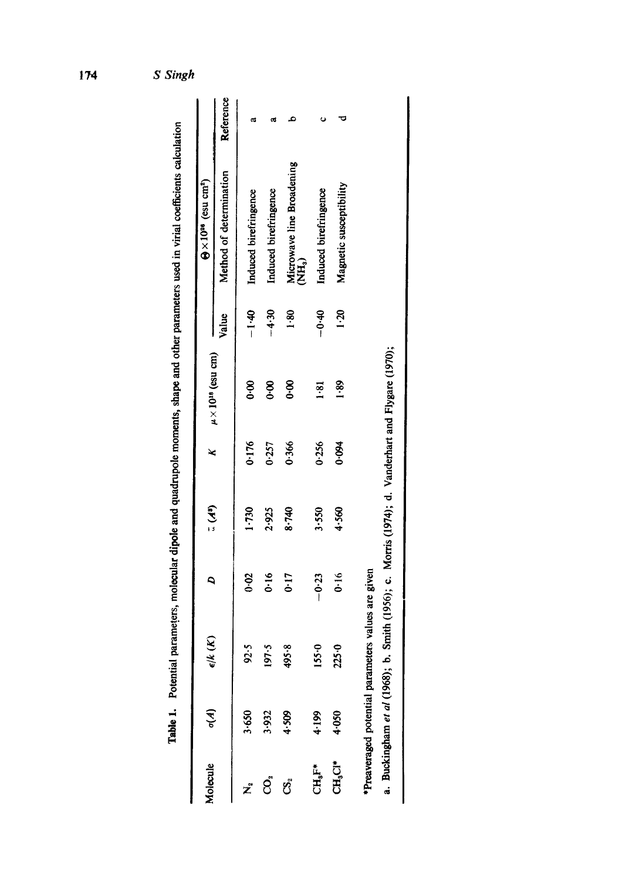**Table 1.** Potential parameters, molecular dipole and quadrupole moments, shape and other parameters used in virial coefficients calculation

| Molecule | $\sigma$(Å) | $\epsilon/k$ (K) | $D$ | $\bar{\alpha}$ (Å$^3$) | $K$ | $\mu \times 10^{18}$ (esu cm) | $\Theta \times 10^{26}$ (esu cm$^2$) | | |
|---|---|---|---|---|---|---|---|---|---|
| | | | | | | | Value | Method of determination | Reference |
| $N_2$ | 3·650 | 92·5 | 0·02 | 1·730 | 0·176 | 0·00 | −1·40 | Induced birefringence | a |
| $CO_2$ | 3·932 | 197·5 | 0·16 | 2·925 | 0·257 | 0·00 | −4·30 | Induced birefringence | a |
| $CS_2$ | 4·509 | 495·8 | 0·17 | 8·740 | 0·366 | 0·00 | 1·80 | Microwave line Broadening ($NH_3$) | b |
| $CH_3F$* | 4·199 | 155·0 | −0·23 | 3·550 | 0·256 | 1·81 | −0·40 | Induced birefringence | c |
| $CH_3Cl$* | 4·050 | 225·0 | 0·16 | 4·560 | 0·094 | 1·89 | 1·20 | Magnetic susceptibility | d |

*Preaveraged potential parameters values are given

a. Buckingham *et al* (1968); b. Smith (1956); c. Morris (1974); d. Vanderhart and Flygare (1970);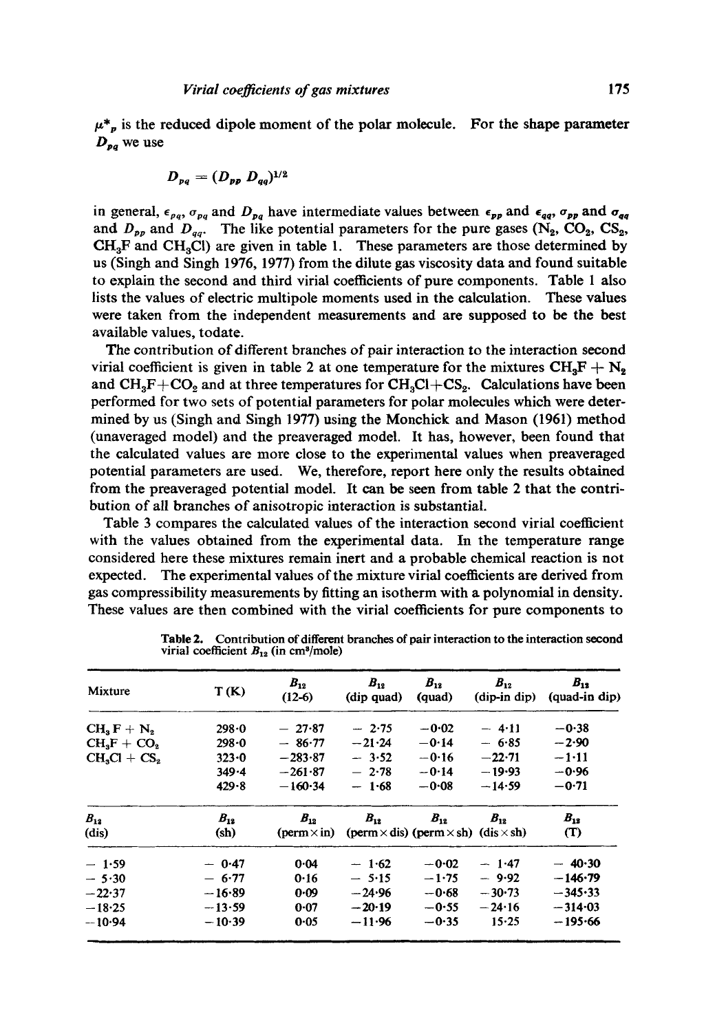$\mu^*_p$ is the reduced dipole moment of the polar molecule. For the shape parameter $D_{pq}$ we use

$$D_{pq} = (D_{pp}\, D_{qq})^{1/2}$$

in general, $\epsilon_{pq}$, $\sigma_{pq}$ and $D_{pq}$ have intermediate values between $\epsilon_{pp}$ and $\epsilon_{qq}$, $\sigma_{pp}$ and $\sigma_{qq}$ and $D_{pp}$ and $D_{qq}$. The like potential parameters for the pure gases ($N_2$, $CO_2$, $CS_2$, $CH_3F$ and $CH_3Cl$) are given in table 1. These parameters are those determined by us (Singh and Singh 1976, 1977) from the dilute gas viscosity data and found suitable to explain the second and third virial coefficients of pure components. Table 1 also lists the values of electric multipole moments used in the calculation. These values were taken from the independent measurements and are supposed to be the best available values, todate.

The contribution of different branches of pair interaction to the interaction second virial coefficient is given in table 2 at one temperature for the mixtures $CH_3F + N_2$ and $CH_3F + CO_2$ and at three temperatures for $CH_3Cl + CS_2$. Calculations have been performed for two sets of potential parameters for polar molecules which were determined by us (Singh and Singh 1977) using the Monchick and Mason (1961) method (unaveraged model) and the preaveraged model. It has, however, been found that the calculated values are more close to the experimental values when preaveraged potential parameters are used. We, therefore, report here only the results obtained from the preaveraged potential model. It can be seen from table 2 that the contribution of all branches of anisotropic interaction is substantial.

Table 3 compares the calculated values of the interaction second virial coefficient with the values obtained from the experimental data. In the temperature range considered here these mixtures remain inert and a probable chemical reaction is not expected. The experimental values of the mixture virial coefficients are derived from gas compressibility measurements by fitting an isotherm with a polynomial in density. These values are then combined with the virial coefficients for pure components to

**Table 2.** Contribution of different branches of pair interaction to the interaction second virial coefficient $B_{12}$ (in cm³/mole)

| Mixture | T (K) | $B_{12}$ (12-6) | $B_{12}$ (dip quad) | $B_{12}$ (quad) | $B_{12}$ (dip-in dip) | $B_{12}$ (quad-in dip) | $B_{12}$ (dis) | $B_{12}$ (sh) | $B_{12}$ (perm × in) | $B_{12}$ (perm × dis) | $B_{12}$ (perm × sh) | $B_{12}$ (dis × sh) | $B_{12}$ (T) |
|---|---|---|---|---|---|---|---|---|---|---|---|---|---|
| $CH_3F + N_2$ | 298·0 | − 27·87 | − 2·75 | −0·02 | − 4·11 | −0·38 | − 1·59 | − 0·47 | 0·04 | − 1·62 | −0·02 | − 1·47 | − 40·30 |
| $CH_3F + CO_2$ | 298·0 | − 86·77 | −21·24 | −0·14 | − 6·85 | −2·90 | − 5·30 | − 6·77 | 0·16 | − 5·15 | −1·75 | − 9·92 | −146·79 |
| $CH_3Cl + CS_2$ | 323·0 | −283·87 | − 3·52 | −0·16 | −22·71 | −1·11 | −22·37 | −16·89 | 0·09 | −24·96 | −0·68 | −30·73 | −345·33 |
| | 349·4 | −261·87 | − 2·78 | −0·14 | −19·93 | −0·96 | −18·25 | −13·59 | 0·07 | −20·19 | −0·55 | −24·16 | −314·03 |
| | 429·8 | −160·34 | − 1·68 | −0·08 | −14·59 | −0·71 | −10·94 | −10·39 | 0·05 | −11·96 | −0·35 | 15·25 | −195·66 |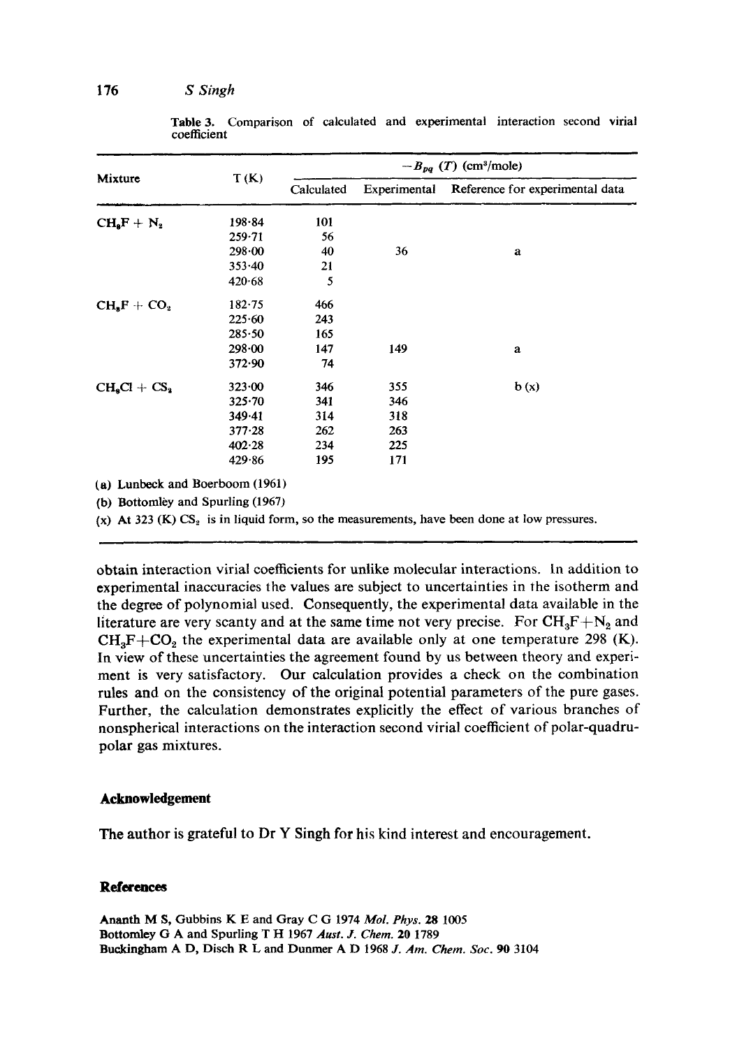**Table 3.** Comparison of calculated and experimental interaction second virial coefficient

| Mixture | T (K) | $-B_{pq}$ (T) (cm$^3$/mole) | | |
|---|---|---|---|---|
| | | Calculated | Experimental | Reference for experimental data |
| $CH_3F + N_2$ | 198·84 | 101 | | |
| | 259·71 | 56 | | |
| | 298·00 | 40 | 36 | a |
| | 353·40 | 21 | | |
| | 420·68 | 5 | | |
| $CH_3F + CO_2$ | 182·75 | 466 | | |
| | 225·60 | 243 | | |
| | 285·50 | 165 | | |
| | 298·00 | 147 | 149 | a |
| | 372·90 | 74 | | |
| $CH_3Cl + CS_2$ | 323·00 | 346 | 355 | b (x) |
| | 325·70 | 341 | 346 | |
| | 349·41 | 314 | 318 | |
| | 377·28 | 262 | 263 | |
| | 402·28 | 234 | 225 | |
| | 429·86 | 195 | 171 | |

(a) Lunbeck and Boerboom (1961)

(b) Bottomley and Spurling (1967)

(x) At 323 (K) $CS_2$ is in liquid form, so the measurements, have been done at low pressures.

obtain interaction virial coefficients for unlike molecular interactions. In addition to experimental inaccuracies the values are subject to uncertainties in the isotherm and the degree of polynomial used. Consequently, the experimental data available in the literature are very scanty and at the same time not very precise. For $CH_3F + N_2$ and $CH_3F + CO_2$ the experimental data are available only at one temperature 298 (K). In view of these uncertainties the agreement found by us between theory and experiment is very satisfactory. Our calculation provides a check on the combination rules and on the consistency of the original potential parameters of the pure gases. Further, the calculation demonstrates explicitly the effect of various branches of nonspherical interactions on the interaction second virial coefficient of polar-quadrupolar gas mixtures.

## Acknowledgement

The author is grateful to Dr Y Singh for his kind interest and encouragement.

## References

Ananth M S, Gubbins K E and Gray C G 1974 *Mol. Phys.* **28** 1005

Bottomley G A and Spurling T H 1967 *Aust. J. Chem.* **20** 1789

Buckingham A D, Disch R L and Dunmer A D 1968 *J. Am. Chem. Soc.* **90** 3104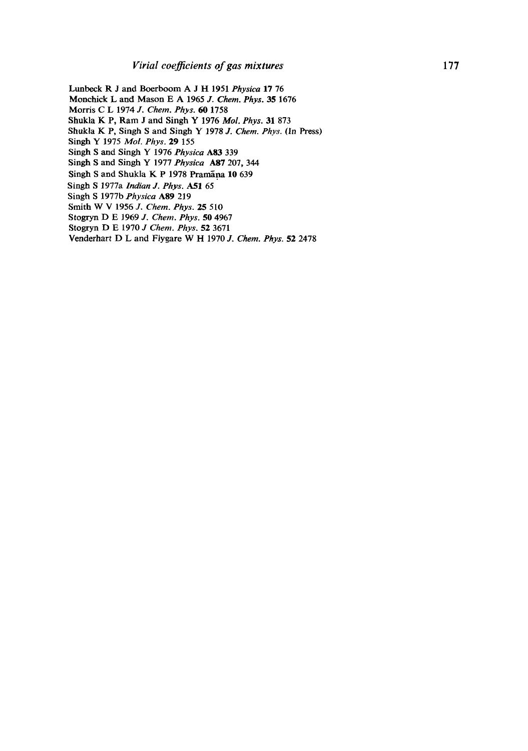Lunbeck R J and Boerboom A J H 1951 *Physica* **17** 76

Monchick L and Mason E A 1965 *J. Chem. Phys.* **35** 1676

Morris C L 1974 *J. Chem. Phys.* **60** 1758

Shukla K P, Ram J and Singh Y 1976 *Mol. Phys.* **31** 873

Shukla K P, Singh S and Singh Y 1978 *J. Chem. Phys.* (In Press)

Singh Y 1975 *Mol. Phys.* **29** 155

Singh S and Singh Y 1976 *Physica* **A83** 339

Singh S and Singh Y 1977 *Physica* **A87** 207, 344

Singh S and Shukla K P 1978 Pramāṇa **10** 639

Singh S 1977a *Indian J. Phys.* **A51** 65

Singh S 1977b *Physica* **A89** 219

Smith W V 1956 *J. Chem. Phys.* **25** 510

Stogryn D E 1969 *J. Chem. Phys.* **50** 4967

Stogryn D E 1970 *J Chem. Phys.* **52** 3671

Venderhart D L and Flygare W H 1970 *J. Chem. Phys.* **52** 2478